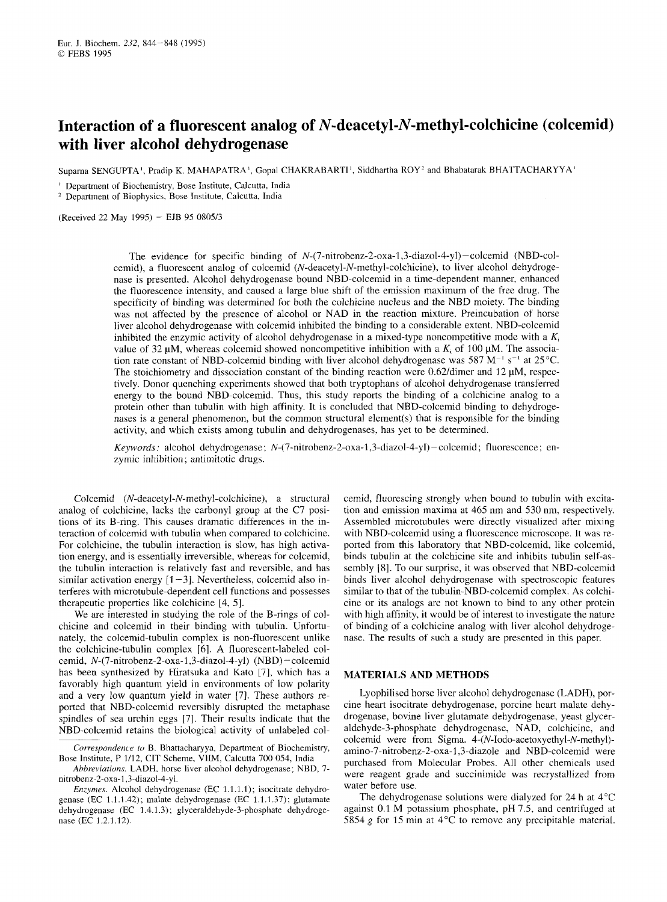# Interaction of a fluorescent analog of *N*-deacetyl-*N*-methyl-colchicine (colcemid) with liver alcohol dehydrogenase

Suparna SENGUPTA[1], Pradip K. MAHAPATRA[1], Gopal CHAKRABARTI[1], Siddhartha ROY[2] and Bhabatarak BHATTACHARYYA[1]

[1] Department of Biochemistry, Bose Institute, Calcutta, India
[2] Department of Biophysics, Bose Institute, Calcutta, India

(Received 22 May 1995) – EJB 95 0805/3

The evidence for specific binding of *N*-(7-nitrobenz-2-oxa-1,3-diazol-4-yl)–colcemid (NBD-colcemid), a fluorescent analog of colcemid (*N*-deacetyl-*N*-methyl-colchicine), to liver alcohol dehydrogenase is presented. Alcohol dehydrogenase bound NBD-colcemid in a time-dependent manner, enhanced the fluorescence intensity, and caused a large blue shift of the emission maximum of the free drug. The specificity of binding was determined for both the colchicine nucleus and the NBD moiety. The binding was not affected by the presence of alcohol or NAD in the reaction mixture. Preincubation of horse liver alcohol dehydrogenase with colcemid inhibited the binding to a considerable extent. NBD-colcemid inhibited the enzymic activity of alcohol dehydrogenase in a mixed-type noncompetitive mode with a $K_i$ value of 32 μM, whereas colcemid showed noncompetitive inhibition with a $K_i$ of 100 μM. The association rate constant of NBD-colcemid binding with liver alcohol dehydrogenase was 587 $M^{-1}$ $s^{-1}$ at 25°C. The stoichiometry and dissociation constant of the binding reaction were 0.62/dimer and 12 μM, respectively. Donor quenching experiments showed that both tryptophans of alcohol dehydrogenase transferred energy to the bound NBD-colcemid. Thus, this study reports the binding of a colchicine analog to a protein other than tubulin with high affinity. It is concluded that NBD-colcemid binding to dehydrogenases is a general phenomenon, but the common structural element(s) that is responsible for the binding activity, and which exists among tubulin and dehydrogenases, has yet to be determined.

*Keywords:* alcohol dehydrogenase; *N*-(7-nitrobenz-2-oxa-1,3-diazol-4-yl)–colcemid; fluorescence; enzymic inhibition; antimitotic drugs.

Colcemid (*N*-deacetyl-*N*-methyl-colchicine), a structural analog of colchicine, lacks the carbonyl group at the C7 positions of its B-ring. This causes dramatic differences in the interaction of colcemid with tubulin when compared to colchicine. For colchicine, the tubulin interaction is slow, has high activation energy, and is essentially irreversible, whereas for colcemid, the tubulin interaction is relatively fast and reversible, and has similar activation energy [1–3]. Nevertheless, colcemid also interferes with microtubule-dependent cell functions and possesses therapeutic properties like colchicine [4, 5].

We are interested in studying the role of the B-rings of colchicine and colcemid in their binding with tubulin. Unfortunately, the colcemid-tubulin complex is non-fluorescent unlike the colchicine-tubulin complex [6]. A fluorescent-labeled colcemid, *N*-(7-nitrobenz-2-oxa-1,3-diazol-4-yl) (NBD)–colcemid has been synthesized by Hiratsuka and Kato [7], which has a favorably high quantum yield in environments of low polarity and a very low quantum yield in water [7]. These authors reported that NBD-colcemid reversibly disrupted the metaphase spindles of sea urchin eggs [7]. Their results indicate that the NBD-colcemid retains the biological activity of unlabeled colcemid, fluorescing strongly when bound to tubulin with excitation and emission maxima at 465 nm and 530 nm, respectively. Assembled microtubules were directly visualized after mixing with NBD-colcemid using a fluorescence microscope. It was reported from this laboratory that NBD-colcemid, like colcemid, binds tubulin at the colchicine site and inhibits tubulin self-assembly [8]. To our surprise, it was observed that NBD-colcemid binds liver alcohol dehydrogenase with spectroscopic features similar to that of the tubulin-NBD-colcemid complex. As colchicine or its analogs are not known to bind to any other protein with high affinity, it would be of interest to investigate the nature of binding of a colchicine analog with liver alcohol dehydrogenase. The results of such a study are presented in this paper.

## MATERIALS AND METHODS

Lyophilised horse liver alcohol dehydrogenase (LADH), porcine heart isocitrate dehydrogenase, porcine heart malate dehydrogenase, bovine liver glutamate dehydrogenase, yeast glyceraldehyde-3-phosphate dehydrogenase, NAD, colchicine, and colcemid were from Sigma. 4-(*N*-Iodo-acetoxyethyl-*N*-methyl)-amino-7-nitrobenz-2-oxa-1,3-diazole and NBD-colcemid were purchased from Molecular Probes. All other chemicals used were reagent grade and succinimide was recrystallized from water before use.

The dehydrogenase solutions were dialyzed for 24 h at 4°C against 0.1 M potassium phosphate, pH 7.5, and centrifuged at 5854 *g* for 15 min at 4°C to remove any precipitable material.

*Correspondence to* B. Bhattacharyya, Department of Biochemistry, Bose Institute, P 1/12, CIT Scheme, VIIM, Calcutta 700 054, India

*Abbreviations.* LADH, horse liver alcohol dehydrogenase; NBD, 7-nitrobenz-2-oxa-1,3-diazol-4-yl.

*Enzymes.* Alcohol dehydrogenase (EC 1.1.1.1); isocitrate dehydrogenase (EC 1.1.1.42); malate dehydrogenase (EC 1.1.1.37); glutamate dehydrogenase (EC 1.4.1.3); glyceraldehyde-3-phosphate dehydrogenase (EC 1.2.1.12).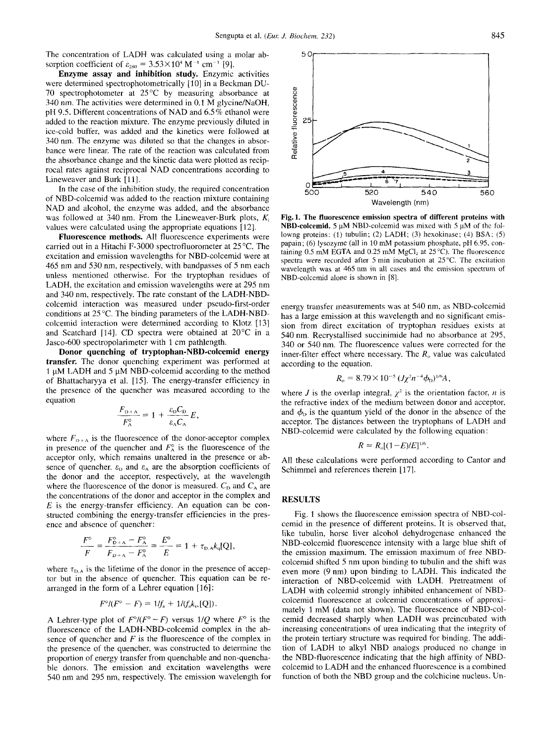The concentration of LADH was calculated using a molar absorption coefficient of $\varepsilon_{280} = 3.53 \times 10^4\ M^{-1}\ cm^{-1}$ [9].

**Enzyme assay and inhibition study.** Enzymic activities were determined spectrophotometrically [10] in a Beckman DU-70 spectrophotometer at 25°C by measuring absorbance at 340 nm. The activities were determined in 0.1 M glycine/NaOH, pH 9.5. Different concentrations of NAD and 6.5% ethanol were added to the reaction mixture. The enzyme previously diluted in ice-cold buffer, was added and the kinetics were followed at 340 nm. The enzyme was diluted so that the changes in absorbance were linear. The rate of the reaction was calculated from the absorbance change and the kinetic data were plotted as reciprocal rates against reciprocal NAD concentrations according to Lineweaver and Burk [11].

In the case of the inhibition study, the required concentration of NBD-colcemid was added to the reaction mixture containing NAD and alcohol, the enzyme was added, and the absorbance was followed at 340 nm. From the Lineweaver-Burk plots, $K_i$ values were calculated using the appropriate equations [12].

**Fluorescence methods.** All fluorescence experiments were carried out in a Hitachi F-3000 spectrofluorometer at 25°C. The excitation and emission wavelengths for NBD-colcemid were at 465 nm and 530 nm, respectively, with bandpasses of 5 nm each unless mentioned otherwise. For the tryptophan residues of LADH, the excitation and emission wavelengths were at 295 nm and 340 nm, respectively. The rate constant of the LADH-NBD-colcemid interaction was measured under pseudo-first-order conditions at 25°C. The binding parameters of the LADH-NBD-colcemid interaction were determined according to Klotz [13] and Scatchard [14]. CD spectra were obtained at 20°C in a Jasco-600 spectropolarimeter with 1 cm pathlength.

**Donor quenching of tryptophan-NBD-colcemid energy transfer.** The donor quenching experiment was performed at 1 μM LADH and 5 μM NBD-colcemid according to the method of Bhattacharyya et al. [15]. The energy-transfer efficiency in the presence of the quencher was measured according to the equation

$$\frac{F_{D+A}}{F_A^{\circ}} = 1 + \frac{\varepsilon_D C_D}{\varepsilon_A C_A} E,$$

where $F_{D+A}$ is the fluorescence of the donor-acceptor complex in presence of the quencher and $F_A^{\circ}$ is the fluorescence of the acceptor only, which remains unaltered in the presence or absence of quencher. $\varepsilon_D$ and $\varepsilon_A$ are the absorption coefficients of the donor and the acceptor, respectively, at the wavelength where the fluorescence of the donor is measured. $C_D$ and $C_A$ are the concentrations of the donor and acceptor in the complex and $E$ is the energy-transfer efficiency. An equation can be constructed combining the energy-transfer efficiencies in the presence and absence of quencher:

$$\frac{F^{\circ}}{F} = \frac{F_{D+A}^{\circ} - F_A^{\circ}}{F_{D+A} - F_A^{\circ}} = \frac{E^{\circ}}{E} = 1 + \tau_{D,A} k_q [Q],$$

where $\tau_{D,A}$ is the lifetime of the donor in the presence of acceptor but in the absence of quencher. This equation can be rearranged in the form of a Lehrer equation [16]:

$$F^{\circ}/(F^{\circ} - F) = 1/f_a + 1/(f_a k_{sv}[Q]).$$

A Lehrer-type plot of $F^{\circ}/(F^{\circ} - F)$ versus $1/Q$ where $F^{\circ}$ is the fluorescence of the LADH-NBD-colcemid complex in the absence of quencher and $F$ is the fluorescence of the complex in the presence of the quencher, was constructed to determine the proportion of energy transfer from quenchable and non-quenchable donors. The emission and excitation wavelengths were 540 nm and 295 nm, respectively. The emission wavelength for energy transfer measurements was at 540 nm, as NBD-colcemid has a large emission at this wavelength and no significant emission from direct excitation of tryptophan residues exists at 540 nm. Recrystallised succinimide had no absorbance at 295, 340 or 540 nm. The fluorescence values were corrected for the inner-filter effect where necessary. The $R_o$ value was calculated according to the equation,

$$R_o = 8.79 \times 10^{-5} (J\chi^2 n^{-4} \phi_D)^{1/6} A,$$

where $J$ is the overlap integral, $\chi^2$ is the orientation factor, $n$ is the refractive index of the medium between donor and acceptor, and $\phi_D$ is the quantum yield of the donor in the absence of the acceptor. The distances between the tryptophans of LADH and NBD-colcemid were calculated by the following equation:

$$R = R_o[(1-E)/E]^{1/6}.$$

All these calculations were performed according to Cantor and Schimmel and references therein [17].

**Fig. 1. The fluorescence emission spectra of different proteins with NBD-colcemid.** 5 μM NBD-colcemid was mixed with 5 μM of the followng proteins: (1) tubulin; (2) LADH; (3) hexokinase; (4) BSA; (5) papain; (6) lysozyme (all in 10 mM potassium phosphate, pH 6.95, containing 0.5 mM EGTA and 0.25 mM $MgCl_2$ at 25°C). The fluorescence spectra were recorded after 5 min incubation at 25°C. The excitation wavelength was at 465 nm in all cases and the emission spectrum of NBD-colcemid alone is shown in [8].

## RESULTS

Fig. 1 shows the fluorescence emission spectra of NBD-colcemid in the presence of different proteins. It is observed that, like tubulin, horse liver alcohol dehydrogenase enhanced the NBD-colcemid fluorescence intensity with a large blue shift of the emission maximum. The emission maximum of free NBD-colcemid shifted 5 nm upon binding to tubulin and the shift was even more (9 nm) upon binding to LADH. This indicated the interaction of NBD-colcemid with LADH. Pretreatment of LADH with colcemid strongly inhibited enhancement of NBD-colcemid fluorescence at colcemid concentrations of approximately 1 mM (data not shown). The fluorescence of NBD-colcemid decreased sharply when LADH was preincubated with increasing concentrations of urea indicating that the integrity of the protein tertiary structure was required for binding. The addition of LADH to alkyl NBD analogs produced no change in the NBD-fluorescence indicating that the high affinity of NBD-colcemid to LADH and the enhanced fluorescence is a combined function of both the NBD group and the colchicine nucleus. Un-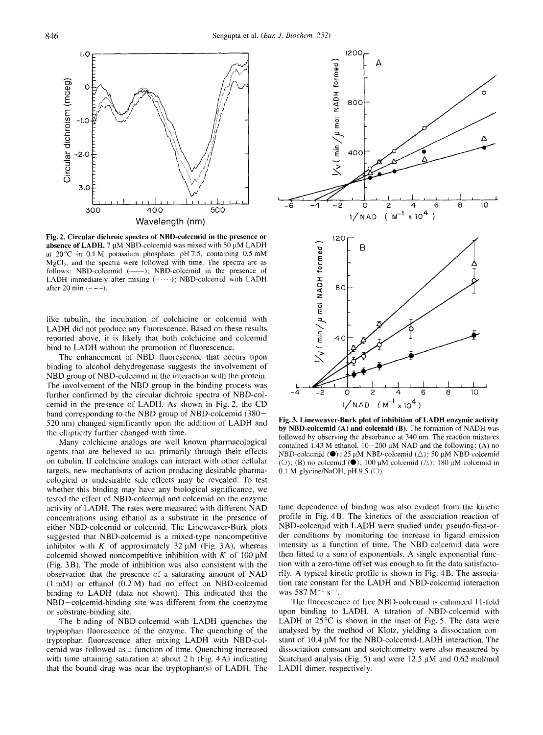**Fig. 2. Circular dichroic spectra of NBD-colcemid in the presence or absence of LADH.** 7 μM NBD-colcemid was mixed with 50 μM LADH at 20°C in 0.1 M potassium phosphate, pH 7.5, containing 0.5 mM $MgCl_2$, and the spectra were followed with time. The spectra are as follows: NBD-colcemid (——); NBD-colcemid in the presence of LADH immediately after mixing (······); NBD-colcemid with LADH after 20 min (– – –).

**Fig. 3. Lineweaver-Burk plot of inhibition of LADH enzymic activity by NBD-colcemid (A) and colcemid (B).** The formation of NADH was followed by observing the absorbance at 340 nm. The reaction mixtures contained 1.43 M ethanol, 10–200 μM NAD and the following: (A) no NBD-colcemid (●); 25 μM NBD-colcemid (△); 50 μM NBD colcemid (○); (B) no colcemid (●); 100 μM colcemid (△); 180 μM colcemid in 0.1 M glycine/NaOH, pH 9.5 (○).

like tubulin, the incubation of colchicine or colcemid with LADH did not produce any fluorescence. Based on these results reported above, it is likely that both colchicine and colcemid bind to LADH without the promotion of fluorescence.

The enhancement of NBD fluorescence that occurs upon binding to alcohol dehydrogenase suggests the involvement of NBD group of NBD-colcemid in the interaction with the protein. The involvement of the NBD group in the binding process was further confirmed by the circular dichroic spectra of NBD-colcemid in the presence of LADH. As shown in Fig. 2, the CD band corresponding to the NBD group of NBD-colcemid (380–520 nm) changed significantly upon the addition of LADH and the ellipticity further changed with time.

Many colchicine analogs are well known pharmacological agents that are believed to act primarily through their effects on tubulin. If colchicine analogs can interact with other cellular targets, new mechanisms of action producing desirable pharmacological or undesirable side effects may be revealed. To test whether this binding may have any biological significance, we tested the effect of NBD-colcemid and colcemid on the enzyme activity of LADH. The rates were measured with different NAD concentrations using ethanol as a substrate in the presence of either NBD-colcemid or colcemid. The Lineweaver-Burk plots suggested that NBD-colcemid is a mixed-type noncompetitive inhibitor with $K_i$ of approximately 32 μM (Fig. 3A), whereas colcemid showed noncompetitive inhibition with $K_i$ of 100 μM (Fig. 3B). The mode of inhibition was also consistent with the observation that the presence of a saturating amount of NAD (1 mM) or ethanol (0.2 M) had no effect on NBD-colcemid binding to LADH (data not shown). This indicated that the NBD–colcemid-binding site was different from the coenzyme or substrate-binding site.

The binding of NBD-colcemid with LADH quenches the tryptophan fluorescence of the enzyme. The quenching of the tryptophan fluorescence after mixing LADH with NBD-colcemid was followed as a function of time. Quenching increased with time attaining saturation at about 2 h (Fig. 4A) indicating that the bound drug was near the tryptophan(s) of LADH. The time dependence of binding was also evident from the kinetic profile in Fig. 4B. The kinetics of the association reaction of NBD-colcemid with LADH were studied under pseudo-first-order conditions by monitoring the increase in ligand emission intensity as a function of time. The NBD-colcemid data were then fitted to a sum of exponentials. A single exponential function with a zero-time offset was enough to fit the data satisfactorily. A typical kinetic profile is shown in Fig. 4B. The association rate constant for the LADH and NBD-colcemid interaction was 587 $M^{-1}$ $s^{-1}$.

The fluorescence of free NBD-colcemid is enhanced 11-fold upon binding to LADH. A titration of NBD-colcemid with LADH at 25°C is shown in the inset of Fig. 5. The data were analysed by the method of Klotz, yielding a dissociation constant of 10.4 μM for the NBD-colcemid-LADH interaction. The dissociation constant and stoichiometry were also measured by Scatchard analysis (Fig. 5) and were 12.5 μM and 0.62 mol/mol LADH dimer, respectively.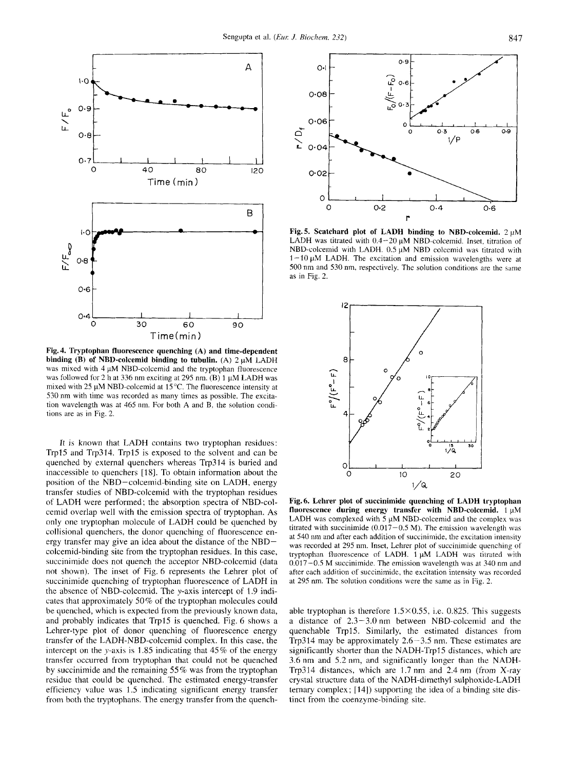**Fig. 4. Tryptophan fluorescence quenching (A) and time-dependent binding (B) of NBD-colcemid binding to tubulin.** (A) 2 μM LADH was mixed with 4 μM NBD-colcemid and the tryptophan fluorescence was followed for 2 h at 336 nm exciting at 295 nm. (B) 1 μM LADH was mixed with 25 μM NBD-colcemid at 15°C. The fluorescence intensity at 530 nm with time was recorded as many times as possible. The excitation wavelength was at 465 nm. For both A and B, the solution conditions are as in Fig. 2.

It is known that LADH contains two tryptophan residues: Trp15 and Trp314. Trp15 is exposed to the solvent and can be quenched by external quenchers whereas Trp314 is buried and inaccessible to quenchers [18]. To obtain information about the position of the NBD–colcemid-binding site on LADH, energy transfer studies of NBD-colcemid with the tryptophan residues of LADH were performed; the absorption spectra of NBD-colcemid overlap well with the emission spectra of tryptophan. As only one tryptophan molecule of LADH could be quenched by collisional quenchers, the donor quenching of fluorescence energy transfer may give an idea about the distance of the NBD–colcemid-binding site from the tryptophan residues. In this case, succinimide does not quench the acceptor NBD-colcemid (data not shown). The inset of Fig. 6 represents the Lehrer plot of succinimide quenching of tryptophan fluorescence of LADH in the absence of NBD-colcemid. The $y$-axis intercept of 1.9 indicates that approximately 50% of the tryptophan molecules could be quenched, which is expected from the previously known data, and probably indicates that Trp15 is quenched. Fig. 6 shows a Lehrer-type plot of donor quenching of fluorescence energy transfer of the LADH-NBD-colcemid complex. In this case, the intercept on the $y$-axis is 1.85 indicating that 45% of the energy transfer occurred from tryptophan that could not be quenched by succinimide and the remaining 55% was from the tryptophan residue that could be quenched. The estimated energy-transfer efficiency value was 1.5 indicating significant energy transfer from both the tryptophans. The energy transfer from the quenchable tryptophan is therefore 1.5×0.55, i.e. 0.825. This suggests a distance of 2.3–3.0 nm between NBD-colcemid and the quenchable Trp15. Similarly, the estimated distances from Trp314 may be approximately 2.6–3.5 nm. These estimates are significantly shorter than the NADH-Trp15 distances, which are 3.6 nm and 5.2 nm, and significantly longer than the NADH-Trp314 distances, which are 1.7 nm and 2.4 nm (from X-ray crystal structure data of the NADH-dimethyl sulphoxide-LADH ternary complex; [14]) supporting the idea of a binding site distinct from the coenzyme-binding site.

**Fig. 5. Scatchard plot of LADH binding to NBD-colcemid.** 2 μM LADH was titrated with 0.4–20 μM NBD-colcemid. Inset, titration of NBD-colcemid with LADH. 0.5 μM NBD colcemid was titrated with 1–10 μM LADH. The excitation and emission wavelengths were at 500 nm and 530 nm, respectively. The solution conditions are the same as in Fig. 2.

**Fig. 6. Lehrer plot of succinimide quenching of LADH tryptophan fluorescence during energy transfer with NBD-colcemid.** 1 μM LADH was complexed with 5 μM NBD-colcemid and the complex was titrated with succinimide (0.017–0.5 M). The emission wavelength was at 540 nm and after each addition of succinimide, the excitation intensity was recorded at 295 nm. Inset, Lehrer plot of succinimide quenching of tryptophan fluorescence of LADH. 1 μM LADH was titrated with 0.017–0.5 M succinimide. The emission wavelength was at 340 nm and after each addition of succinimide, the excitation intensity was recorded at 295 nm. The solution conditions were the same as in Fig. 2.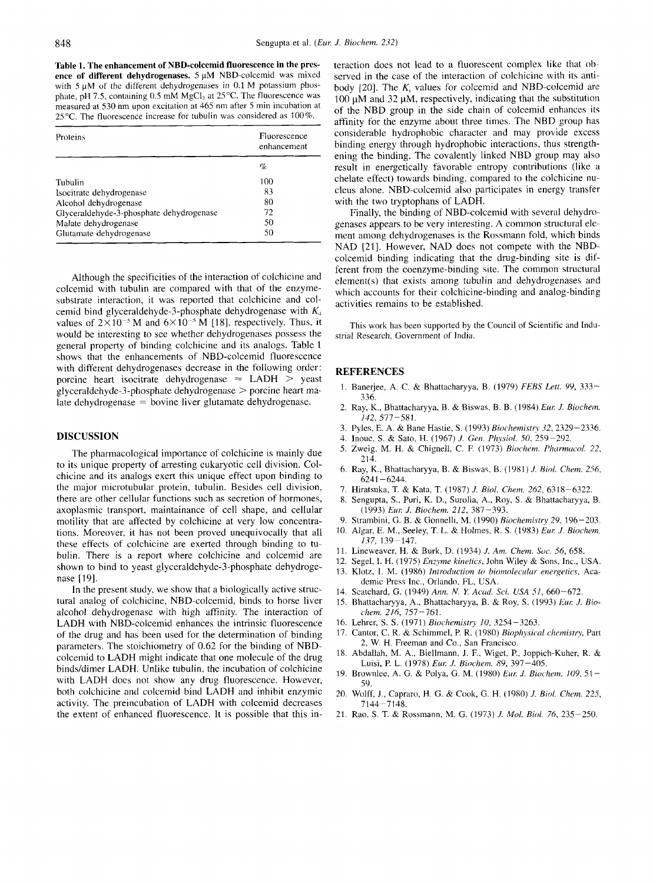**Table 1. The enhancement of NBD-colcemid fluorescence in the presence of different dehydrogenases.** 5 μM NBD-colcemid was mixed with 5 μM of the different dehydrogenases in 0.1 M potassium phosphate, pH 7.5, containing 0.5 mM $MgCl_2$ at 25°C. The fluorescence was measured at 530 nm upon excitation at 465 nm after 5 min incubation at 25°C. The fluorescence increase for tubulin was considered as 100%.

| Proteins | Fluorescence enhancement |
|---|---|
| | % |
| Tubulin | 100 |
| Isocitrate dehydrogenase | 83 |
| Alcohol dehydrogenase | 80 |
| Glyceraldehyde-3-phosphate dehydrogenase | 72 |
| Malate dehydrogenase | 50 |
| Glutamate dehydrogenase | 50 |

Although the specificities of the interaction of colchicine and colcemid with tubulin are compared with that of the enzyme-substrate interaction, it was reported that colchicine and colcemid bind glyceraldehyde-3-phosphate dehydrogenase with $K_d$ values of $2 \times 10^{-5}$ M and $6 \times 10^{-5}$ M [18], respectively. Thus, it would be interesting to see whether dehydrogenases possess the general property of binding colchicine and its analogs. Table 1 shows that the enhancements of NBD-colcemid fluorescence with different dehydrogenases decrease in the following order: porcine heart isocitrate dehydrogenase ≈ LADH > yeast glyceraldehyde-3-phosphate dehydrogenase > porcine heart malate dehydrogenase = bovine liver glutamate dehydrogenase.

## DISCUSSION

The pharmacological importance of colchicine is mainly due to its unique property of arresting eukaryotic cell division. Colchicine and its analogs exert this unique effect upon binding to the major microtubular protein, tubulin. Besides cell division, there are other cellular functions such as secretion of hormones, axoplasmic transport, maintainance of cell shape, and cellular motility that are affected by colchicine at very low concentrations. Moreover, it has not been proved unequivocally that all these effects of colchicine are exerted through binding to tubulin. There is a report where colchicine and colcemid are shown to bind to yeast glyceraldehyde-3-phosphate dehydrogenase [19].

In the present study, we show that a biologically active structural analog of colchicine, NBD-colcemid, binds to horse liver alcohol dehydrogenase with high affinity. The interaction of LADH with NBD-colcemid enhances the intrinsic fluorescence of the drug and has been used for the determination of binding parameters. The stoichiometry of 0.62 for the binding of NBD-colcemid to LADH might indicate that one molecule of the drug binds/dimer LADH. Unlike tubulin, the incubation of colchicine with LADH does not show any drug fluorescence. However, both colchicine and colcemid bind LADH and inhibit enzymic activity. The preincubation of LADH with colcemid decreases the extent of enhanced fluorescence. It is possible that this interaction does not lead to a fluorescent complex like that observed in the case of the interaction of colchicine with its antibody [20]. The $K_i$ values for colcemid and NBD-colcemid are 100 μM and 32 μM, respectively, indicating that the substitution of the NBD group in the side chain of colcemid enhances its affinity for the enzyme about three times. The NBD group has considerable hydrophobic character and may provide excess binding energy through hydrophobic interactions, thus strengthening the binding. The covalently linked NBD group may also result in energetically favorable entropy contributions (like a chelate effect) towards binding, compared to the colchicine nucleus alone. NBD-colcemid also participates in energy transfer with the two tryptophans of LADH.

Finally, the binding of NBD-colcemid with several dehydrogenases appears to be very interesting. A common structural element among dehydrogenases is the Rossmann fold, which binds NAD [21]. However, NAD does not compete with the NBD-colcemid binding indicating that the drug-binding site is different from the coenzyme-binding site. The common structural element(s) that exists among tubulin and dehydrogenases and which accounts for their colchicine-binding and analog-binding activities remains to be established.

This work has been supported by the Council of Scientific and Industrial Research, Government of India.

## REFERENCES

1. Banerjee, A. C. & Bhattacharyya, B. (1979) *FEBS Lett. 99*, 333–336.
2. Ray, K., Bhattacharyya, B. & Biswas, B. B. (1984) *Eur. J. Biochem. 142*, 577–581.
3. Pyles, E. A. & Bane Hastie, S. (1993) *Biochemistry 32*, 2329–2336.
4. Inoue, S. & Sato, H. (1967) *J. Gen. Physiol. 50*, 259–292.
5. Zweig, M. H. & Chignell, C. F. (1973) *Biochem. Pharmacol. 22*, 214.
6. Ray, K., Bhattacharyya, B. & Biswas, B. (1981) *J. Biol. Chem. 256*, 6241–6244.
7. Hiratsuka, T. & Kata, T. (1987) *J. Biol. Chem. 262*, 6318–6322.
8. Sengupta, S., Puri, K. D., Surolia, A., Roy, S. & Bhattacharyya, B. (1993) *Eur. J. Biochem. 212*, 387–393.
9. Strambini, G. B. & Gonnelli, M. (1990) *Biochemistry 29*, 196–203.
10. Algar, E. M., Seeley, T. L. & Holmes, R. S. (1983) *Eur. J. Biochem. 137*, 139–147.
11. Lineweaver, H. & Burk, D. (1934) *J. Am. Chem. Soc. 56*, 658.
12. Segel, I. H. (1975) *Enzyme kinetics*, John Wiley & Sons, Inc., USA.
13. Klotz, I. M. (1986) *Introduction to biomolecular energetics*, Academic Press Inc., Orlando, FL, USA.
14. Scatchard, G. (1949) *Ann. N. Y. Acad. Sci. USA 51*, 660–672.
15. Bhattacharyya, A., Bhattacharyya, B. & Roy, S. (1993) *Eur. J. Biochem. 216*, 757–761.
16. Lehrer, S. S. (1971) *Biochemistry 10*, 3254–3263.
17. Cantor, C. R. & Schimmel, P. R. (1980) *Biophysical chemistry*, Part 2, W. H. Freeman and Co., San Francisco.
18. Abdallah, M. A., Biellmann, J. F., Wiget, P., Joppich-Kuher, R. & Luisi, P. L. (1978) *Eur. J. Biochem. 89*, 397–405.
19. Brownlee, A. G. & Polya, G. M. (1980) *Eur. J. Biochem. 109*, 51–59.
20. Wolff, J., Capraro, H. G. & Cook, G. H. (1980) *J. Biol. Chem. 225*, 7144–7148.
21. Rao, S. T. & Rossmann, M. G. (1973) *J. Mol. Biol. 76*, 235–250.